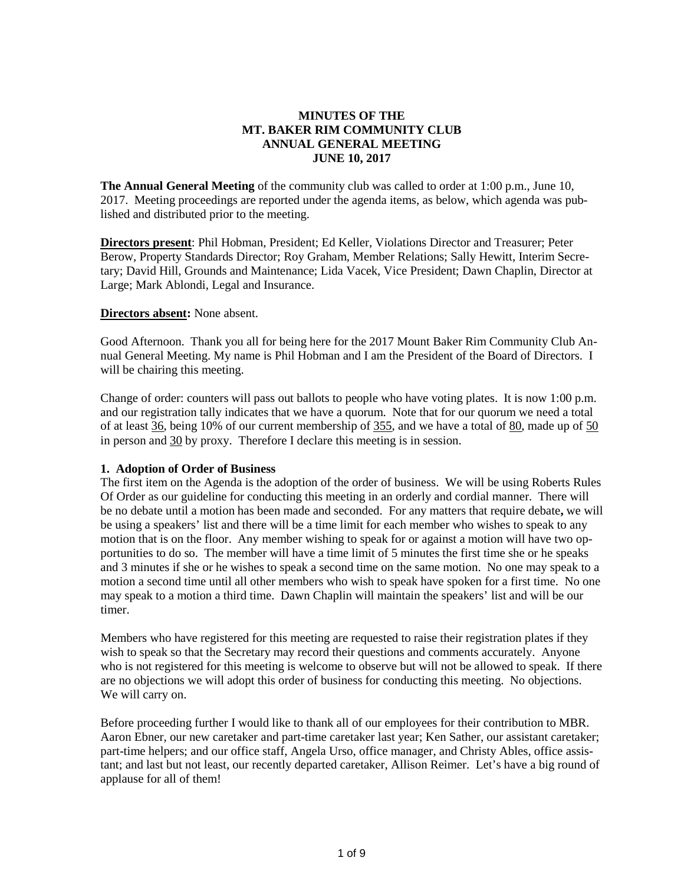**MINUTES OF THE**
**MT. BAKER RIM COMMUNITY CLUB**
**ANNUAL GENERAL MEETING**
**JUNE 10, 2017**

**The Annual General Meeting** of the community club was called to order at 1:00 p.m., June 10, 2017. Meeting proceedings are reported under the agenda items, as below, which agenda was published and distributed prior to the meeting.

**Directors present**: Phil Hobman, President; Ed Keller, Violations Director and Treasurer; Peter Berow, Property Standards Director; Roy Graham, Member Relations; Sally Hewitt, Interim Secretary; David Hill, Grounds and Maintenance; Lida Vacek, Vice President; Dawn Chaplin, Director at Large; Mark Ablondi, Legal and Insurance.

**Directors absent:** None absent.

Good Afternoon. Thank you all for being here for the 2017 Mount Baker Rim Community Club Annual General Meeting. My name is Phil Hobman and I am the President of the Board of Directors. I will be chairing this meeting.

Change of order: counters will pass out ballots to people who have voting plates. It is now 1:00 p.m. and our registration tally indicates that we have a quorum. Note that for our quorum we need a total of at least 36, being 10% of our current membership of 355, and we have a total of 80, made up of 50 in person and 30 by proxy. Therefore I declare this meeting is in session.

**1. Adoption of Order of Business**

The first item on the Agenda is the adoption of the order of business. We will be using Roberts Rules Of Order as our guideline for conducting this meeting in an orderly and cordial manner. There will be no debate until a motion has been made and seconded. For any matters that require debate**,** we will be using a speakers' list and there will be a time limit for each member who wishes to speak to any motion that is on the floor. Any member wishing to speak for or against a motion will have two opportunities to do so. The member will have a time limit of 5 minutes the first time she or he speaks and 3 minutes if she or he wishes to speak a second time on the same motion. No one may speak to a motion a second time until all other members who wish to speak have spoken for a first time. No one may speak to a motion a third time. Dawn Chaplin will maintain the speakers' list and will be our timer.

Members who have registered for this meeting are requested to raise their registration plates if they wish to speak so that the Secretary may record their questions and comments accurately. Anyone who is not registered for this meeting is welcome to observe but will not be allowed to speak. If there are no objections we will adopt this order of business for conducting this meeting. No objections. We will carry on.

Before proceeding further I would like to thank all of our employees for their contribution to MBR. Aaron Ebner, our new caretaker and part-time caretaker last year; Ken Sather, our assistant caretaker; part-time helpers; and our office staff, Angela Urso, office manager, and Christy Ables, office assistant; and last but not least, our recently departed caretaker, Allison Reimer. Let's have a big round of applause for all of them!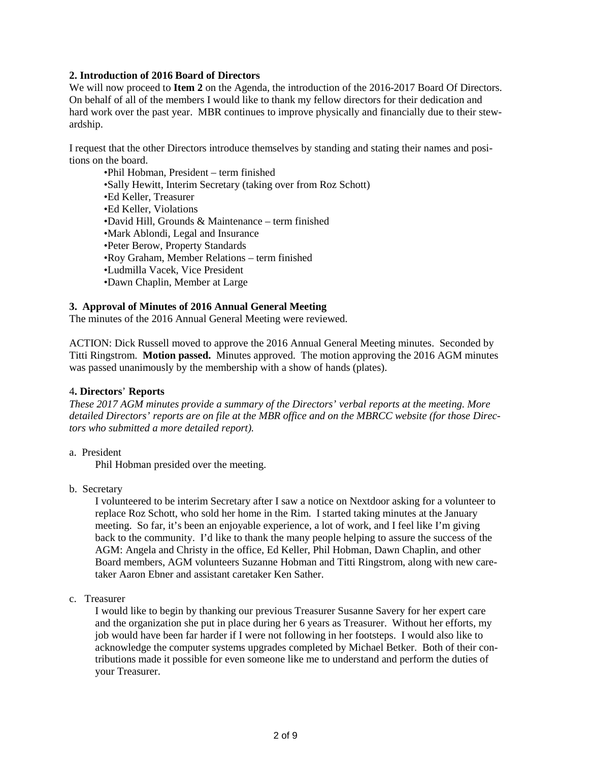**2. Introduction of 2016 Board of Directors**

We will now proceed to **Item 2** on the Agenda, the introduction of the 2016-2017 Board Of Directors. On behalf of all of the members I would like to thank my fellow directors for their dedication and hard work over the past year. MBR continues to improve physically and financially due to their stewardship.

I request that the other Directors introduce themselves by standing and stating their names and positions on the board.

- Phil Hobman, President – term finished
- Sally Hewitt, Interim Secretary (taking over from Roz Schott)
- Ed Keller, Treasurer
- Ed Keller, Violations
- David Hill, Grounds & Maintenance – term finished
- Mark Ablondi, Legal and Insurance
- Peter Berow, Property Standards
- Roy Graham, Member Relations – term finished
- Ludmilla Vacek, Vice President
- Dawn Chaplin, Member at Large

**3. Approval of Minutes of 2016 Annual General Meeting**

The minutes of the 2016 Annual General Meeting were reviewed.

ACTION: Dick Russell moved to approve the 2016 Annual General Meeting minutes. Seconded by Titti Ringstrom. **Motion passed.** Minutes approved. The motion approving the 2016 AGM minutes was passed unanimously by the membership with a show of hands (plates).

4**. Directors**' **Reports**

*These 2017 AGM minutes provide a summary of the Directors' verbal reports at the meeting. More detailed Directors' reports are on file at the MBR office and on the MBRCC website (for those Directors who submitted a more detailed report).*

a. President

Phil Hobman presided over the meeting.

b. Secretary

I volunteered to be interim Secretary after I saw a notice on Nextdoor asking for a volunteer to replace Roz Schott, who sold her home in the Rim. I started taking minutes at the January meeting. So far, it's been an enjoyable experience, a lot of work, and I feel like I'm giving back to the community. I'd like to thank the many people helping to assure the success of the AGM: Angela and Christy in the office, Ed Keller, Phil Hobman, Dawn Chaplin, and other Board members, AGM volunteers Suzanne Hobman and Titti Ringstrom, along with new caretaker Aaron Ebner and assistant caretaker Ken Sather.

c. Treasurer

I would like to begin by thanking our previous Treasurer Susanne Savery for her expert care and the organization she put in place during her 6 years as Treasurer. Without her efforts, my job would have been far harder if I were not following in her footsteps. I would also like to acknowledge the computer systems upgrades completed by Michael Betker. Both of their contributions made it possible for even someone like me to understand and perform the duties of your Treasurer.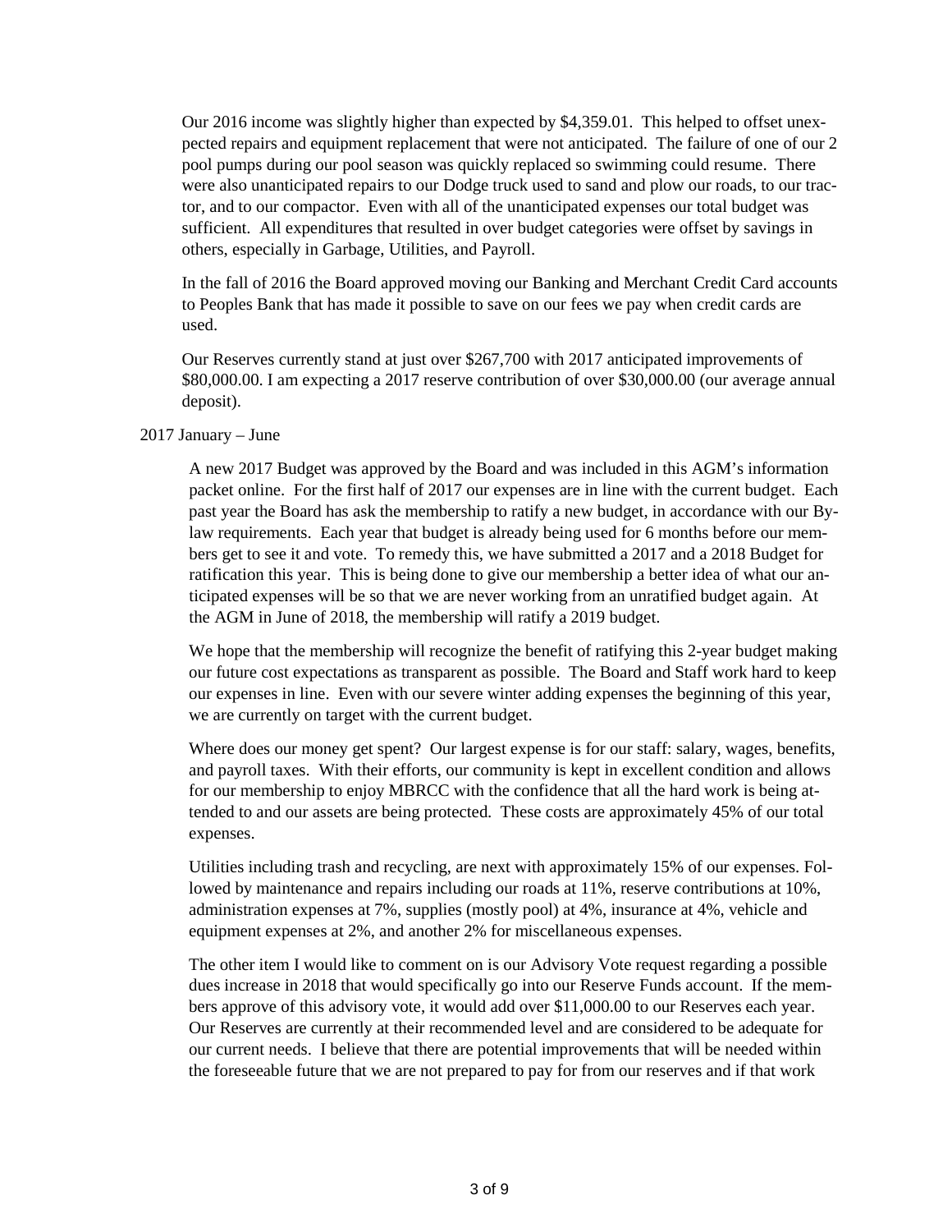Our 2016 income was slightly higher than expected by $4,359.01. This helped to offset unexpected repairs and equipment replacement that were not anticipated. The failure of one of our 2 pool pumps during our pool season was quickly replaced so swimming could resume. There were also unanticipated repairs to our Dodge truck used to sand and plow our roads, to our tractor, and to our compactor. Even with all of the unanticipated expenses our total budget was sufficient. All expenditures that resulted in over budget categories were offset by savings in others, especially in Garbage, Utilities, and Payroll.

In the fall of 2016 the Board approved moving our Banking and Merchant Credit Card accounts to Peoples Bank that has made it possible to save on our fees we pay when credit cards are used.

Our Reserves currently stand at just over $267,700 with 2017 anticipated improvements of $80,000.00. I am expecting a 2017 reserve contribution of over $30,000.00 (our average annual deposit).

2017 January – June

A new 2017 Budget was approved by the Board and was included in this AGM's information packet online. For the first half of 2017 our expenses are in line with the current budget. Each past year the Board has ask the membership to ratify a new budget, in accordance with our By-law requirements. Each year that budget is already being used for 6 months before our members get to see it and vote. To remedy this, we have submitted a 2017 and a 2018 Budget for ratification this year. This is being done to give our membership a better idea of what our anticipated expenses will be so that we are never working from an unratified budget again. At the AGM in June of 2018, the membership will ratify a 2019 budget.

We hope that the membership will recognize the benefit of ratifying this 2-year budget making our future cost expectations as transparent as possible. The Board and Staff work hard to keep our expenses in line. Even with our severe winter adding expenses the beginning of this year, we are currently on target with the current budget.

Where does our money get spent? Our largest expense is for our staff: salary, wages, benefits, and payroll taxes. With their efforts, our community is kept in excellent condition and allows for our membership to enjoy MBRCC with the confidence that all the hard work is being attended to and our assets are being protected. These costs are approximately 45% of our total expenses.

Utilities including trash and recycling, are next with approximately 15% of our expenses. Followed by maintenance and repairs including our roads at 11%, reserve contributions at 10%, administration expenses at 7%, supplies (mostly pool) at 4%, insurance at 4%, vehicle and equipment expenses at 2%, and another 2% for miscellaneous expenses.

The other item I would like to comment on is our Advisory Vote request regarding a possible dues increase in 2018 that would specifically go into our Reserve Funds account. If the members approve of this advisory vote, it would add over $11,000.00 to our Reserves each year. Our Reserves are currently at their recommended level and are considered to be adequate for our current needs. I believe that there are potential improvements that will be needed within the foreseeable future that we are not prepared to pay for from our reserves and if that work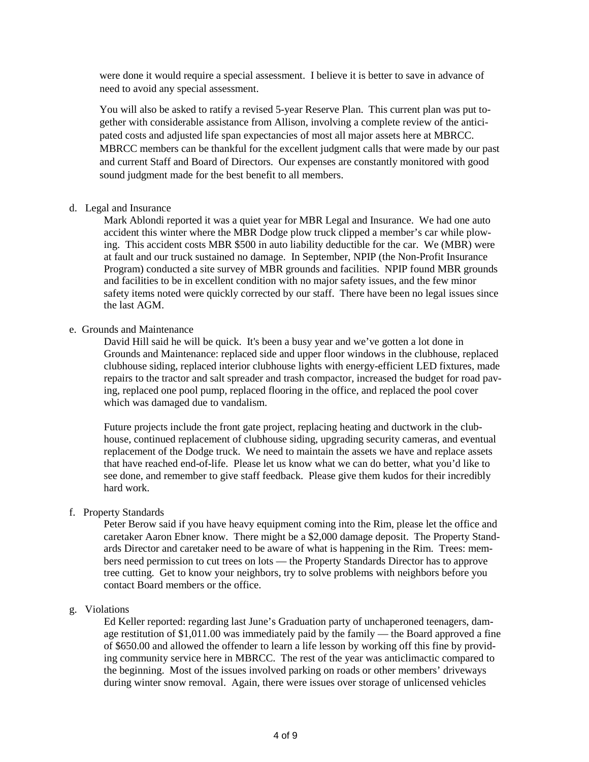were done it would require a special assessment. I believe it is better to save in advance of need to avoid any special assessment.

You will also be asked to ratify a revised 5-year Reserve Plan. This current plan was put together with considerable assistance from Allison, involving a complete review of the anticipated costs and adjusted life span expectancies of most all major assets here at MBRCC. MBRCC members can be thankful for the excellent judgment calls that were made by our past and current Staff and Board of Directors. Our expenses are constantly monitored with good sound judgment made for the best benefit to all members.

d. Legal and Insurance

Mark Ablondi reported it was a quiet year for MBR Legal and Insurance. We had one auto accident this winter where the MBR Dodge plow truck clipped a member's car while plowing. This accident costs MBR $500 in auto liability deductible for the car. We (MBR) were at fault and our truck sustained no damage. In September, NPIP (the Non-Profit Insurance Program) conducted a site survey of MBR grounds and facilities. NPIP found MBR grounds and facilities to be in excellent condition with no major safety issues, and the few minor safety items noted were quickly corrected by our staff. There have been no legal issues since the last AGM.

e. Grounds and Maintenance

David Hill said he will be quick. It's been a busy year and we've gotten a lot done in Grounds and Maintenance: replaced side and upper floor windows in the clubhouse, replaced clubhouse siding, replaced interior clubhouse lights with energy-efficient LED fixtures, made repairs to the tractor and salt spreader and trash compactor, increased the budget for road paving, replaced one pool pump, replaced flooring in the office, and replaced the pool cover which was damaged due to vandalism.

Future projects include the front gate project, replacing heating and ductwork in the clubhouse, continued replacement of clubhouse siding, upgrading security cameras, and eventual replacement of the Dodge truck. We need to maintain the assets we have and replace assets that have reached end-of-life. Please let us know what we can do better, what you'd like to see done, and remember to give staff feedback. Please give them kudos for their incredibly hard work.

f. Property Standards

Peter Berow said if you have heavy equipment coming into the Rim, please let the office and caretaker Aaron Ebner know. There might be a $2,000 damage deposit. The Property Standards Director and caretaker need to be aware of what is happening in the Rim. Trees: members need permission to cut trees on lots — the Property Standards Director has to approve tree cutting. Get to know your neighbors, try to solve problems with neighbors before you contact Board members or the office.

g. Violations

Ed Keller reported: regarding last June's Graduation party of unchaperoned teenagers, damage restitution of $1,011.00 was immediately paid by the family — the Board approved a fine of $650.00 and allowed the offender to learn a life lesson by working off this fine by providing community service here in MBRCC. The rest of the year was anticlimactic compared to the beginning. Most of the issues involved parking on roads or other members' driveways during winter snow removal. Again, there were issues over storage of unlicensed vehicles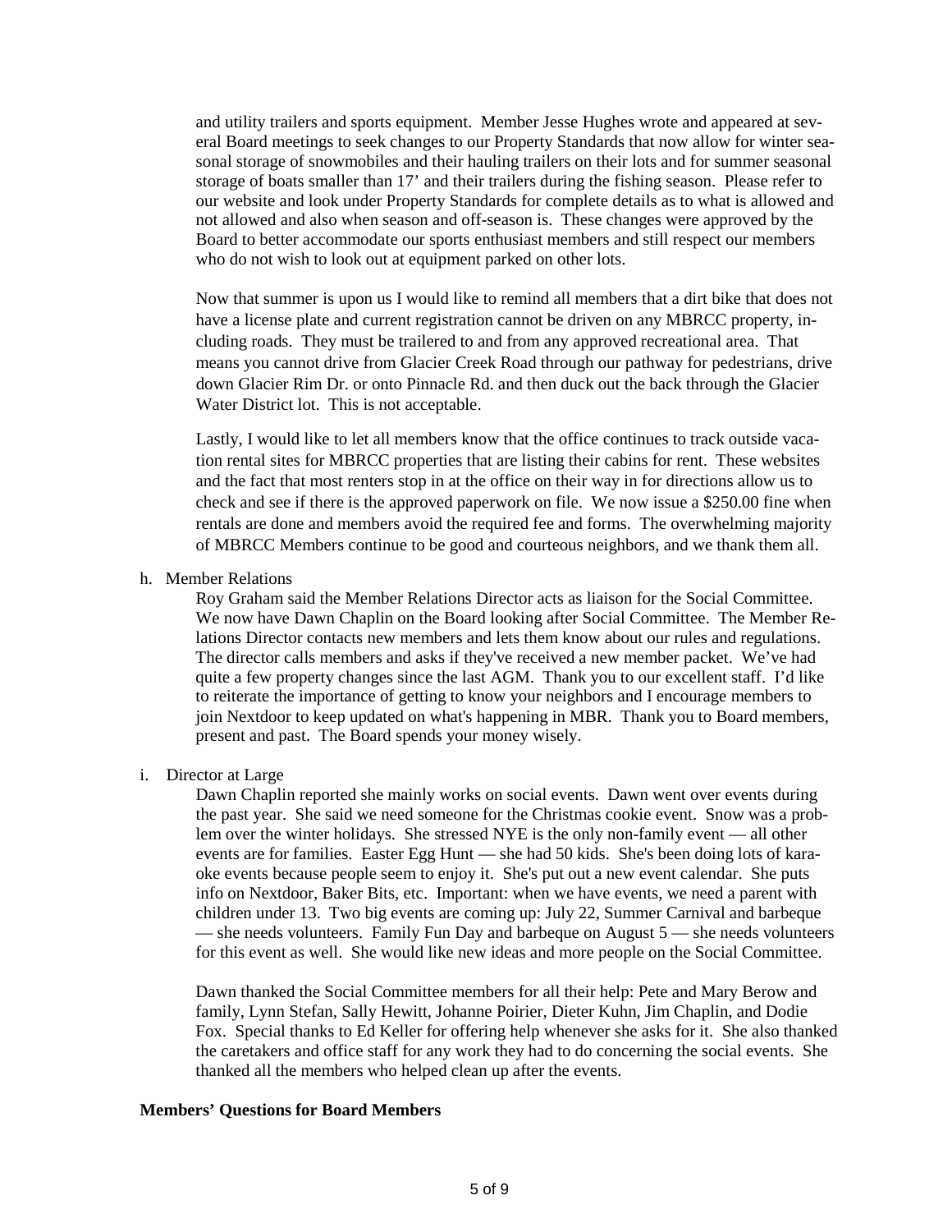and utility trailers and sports equipment. Member Jesse Hughes wrote and appeared at several Board meetings to seek changes to our Property Standards that now allow for winter seasonal storage of snowmobiles and their hauling trailers on their lots and for summer seasonal storage of boats smaller than 17' and their trailers during the fishing season. Please refer to our website and look under Property Standards for complete details as to what is allowed and not allowed and also when season and off-season is. These changes were approved by the Board to better accommodate our sports enthusiast members and still respect our members who do not wish to look out at equipment parked on other lots.

Now that summer is upon us I would like to remind all members that a dirt bike that does not have a license plate and current registration cannot be driven on any MBRCC property, including roads. They must be trailered to and from any approved recreational area. That means you cannot drive from Glacier Creek Road through our pathway for pedestrians, drive down Glacier Rim Dr. or onto Pinnacle Rd. and then duck out the back through the Glacier Water District lot. This is not acceptable.

Lastly, I would like to let all members know that the office continues to track outside vacation rental sites for MBRCC properties that are listing their cabins for rent. These websites and the fact that most renters stop in at the office on their way in for directions allow us to check and see if there is the approved paperwork on file. We now issue a $250.00 fine when rentals are done and members avoid the required fee and forms. The overwhelming majority of MBRCC Members continue to be good and courteous neighbors, and we thank them all.

h. Member Relations

Roy Graham said the Member Relations Director acts as liaison for the Social Committee. We now have Dawn Chaplin on the Board looking after Social Committee. The Member Relations Director contacts new members and lets them know about our rules and regulations. The director calls members and asks if they've received a new member packet. We've had quite a few property changes since the last AGM. Thank you to our excellent staff. I'd like to reiterate the importance of getting to know your neighbors and I encourage members to join Nextdoor to keep updated on what's happening in MBR. Thank you to Board members, present and past. The Board spends your money wisely.

i. Director at Large

Dawn Chaplin reported she mainly works on social events. Dawn went over events during the past year. She said we need someone for the Christmas cookie event. Snow was a problem over the winter holidays. She stressed NYE is the only non-family event — all other events are for families. Easter Egg Hunt — she had 50 kids. She's been doing lots of karaoke events because people seem to enjoy it. She's put out a new event calendar. She puts info on Nextdoor, Baker Bits, etc. Important: when we have events, we need a parent with children under 13. Two big events are coming up: July 22, Summer Carnival and barbeque — she needs volunteers. Family Fun Day and barbeque on August 5 — she needs volunteers for this event as well. She would like new ideas and more people on the Social Committee.

Dawn thanked the Social Committee members for all their help: Pete and Mary Berow and family, Lynn Stefan, Sally Hewitt, Johanne Poirier, Dieter Kuhn, Jim Chaplin, and Dodie Fox. Special thanks to Ed Keller for offering help whenever she asks for it. She also thanked the caretakers and office staff for any work they had to do concerning the social events. She thanked all the members who helped clean up after the events.

**Members' Questions for Board Members**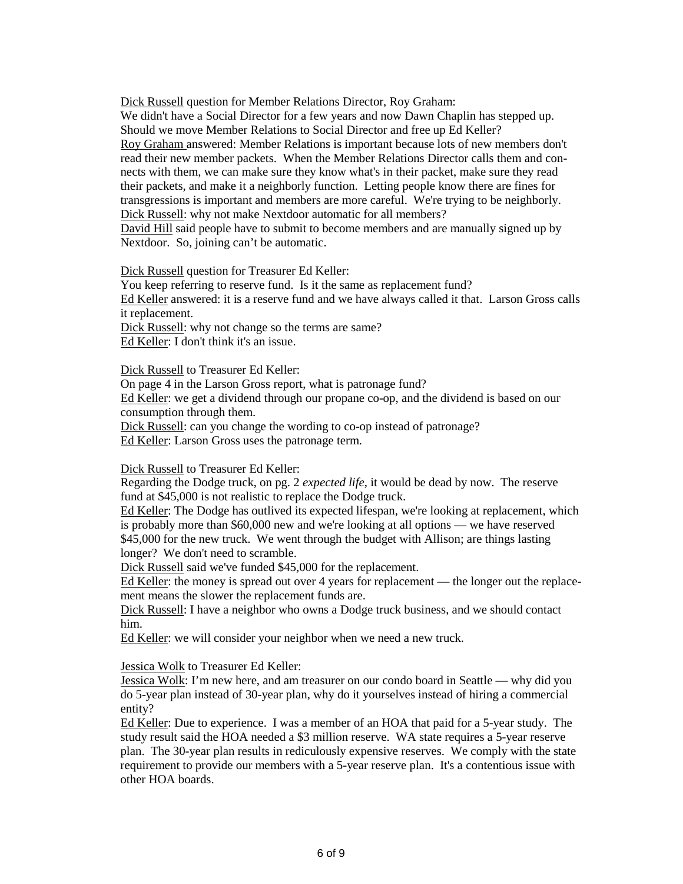Dick Russell question for Member Relations Director, Roy Graham:
We didn't have a Social Director for a few years and now Dawn Chaplin has stepped up. Should we move Member Relations to Social Director and free up Ed Keller?
Roy Graham answered: Member Relations is important because lots of new members don't read their new member packets. When the Member Relations Director calls them and connects with them, we can make sure they know what's in their packet, make sure they read their packets, and make it a neighborly function. Letting people know there are fines for transgressions is important and members are more careful. We're trying to be neighborly.
Dick Russell: why not make Nextdoor automatic for all members?
David Hill said people have to submit to become members and are manually signed up by Nextdoor. So, joining can't be automatic.

Dick Russell question for Treasurer Ed Keller:
You keep referring to reserve fund. Is it the same as replacement fund?
Ed Keller answered: it is a reserve fund and we have always called it that. Larson Gross calls it replacement.
Dick Russell: why not change so the terms are same?
Ed Keller: I don't think it's an issue.

Dick Russell to Treasurer Ed Keller:
On page 4 in the Larson Gross report, what is patronage fund?
Ed Keller: we get a dividend through our propane co-op, and the dividend is based on our consumption through them.
Dick Russell: can you change the wording to co-op instead of patronage?
Ed Keller: Larson Gross uses the patronage term.

Dick Russell to Treasurer Ed Keller:
Regarding the Dodge truck, on pg. 2 *expected life*, it would be dead by now. The reserve fund at $45,000 is not realistic to replace the Dodge truck.
Ed Keller: The Dodge has outlived its expected lifespan, we're looking at replacement, which is probably more than $60,000 new and we're looking at all options — we have reserved $45,000 for the new truck. We went through the budget with Allison; are things lasting longer? We don't need to scramble.
Dick Russell said we've funded $45,000 for the replacement.
Ed Keller: the money is spread out over 4 years for replacement — the longer out the replacement means the slower the replacement funds are.
Dick Russell: I have a neighbor who owns a Dodge truck business, and we should contact him.
Ed Keller: we will consider your neighbor when we need a new truck.

Jessica Wolk to Treasurer Ed Keller:
Jessica Wolk: I'm new here, and am treasurer on our condo board in Seattle — why did you do 5-year plan instead of 30-year plan, why do it yourselves instead of hiring a commercial entity?
Ed Keller: Due to experience. I was a member of an HOA that paid for a 5-year study. The study result said the HOA needed a $3 million reserve. WA state requires a 5-year reserve plan. The 30-year plan results in rediculously expensive reserves. We comply with the state requirement to provide our members with a 5-year reserve plan. It's a contentious issue with other HOA boards.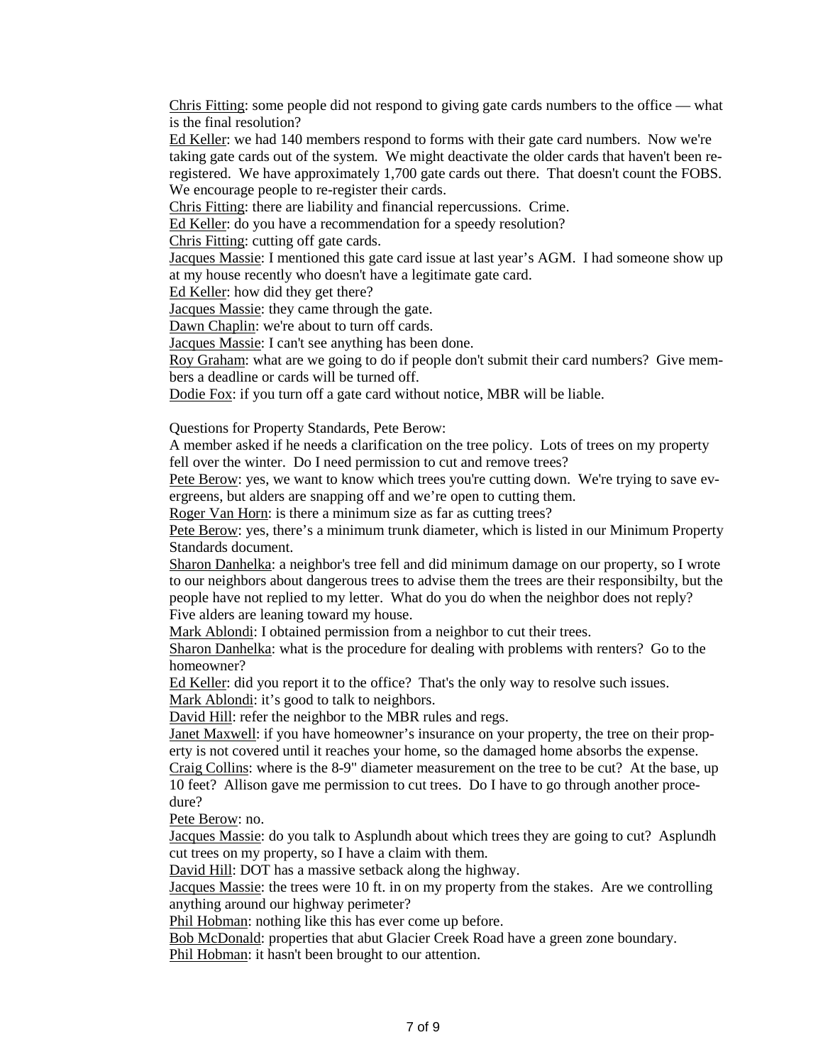Chris Fitting: some people did not respond to giving gate cards numbers to the office — what is the final resolution?

Ed Keller: we had 140 members respond to forms with their gate card numbers. Now we're taking gate cards out of the system. We might deactivate the older cards that haven't been re-registered. We have approximately 1,700 gate cards out there. That doesn't count the FOBS. We encourage people to re-register their cards.

Chris Fitting: there are liability and financial repercussions. Crime.

Ed Keller: do you have a recommendation for a speedy resolution?

Chris Fitting: cutting off gate cards.

Jacques Massie: I mentioned this gate card issue at last year's AGM. I had someone show up at my house recently who doesn't have a legitimate gate card.

Ed Keller: how did they get there?

Jacques Massie: they came through the gate.

Dawn Chaplin: we're about to turn off cards.

Jacques Massie: I can't see anything has been done.

Roy Graham: what are we going to do if people don't submit their card numbers? Give members a deadline or cards will be turned off.

Dodie Fox: if you turn off a gate card without notice, MBR will be liable.

Questions for Property Standards, Pete Berow:

A member asked if he needs a clarification on the tree policy. Lots of trees on my property fell over the winter. Do I need permission to cut and remove trees?

Pete Berow: yes, we want to know which trees you're cutting down. We're trying to save evergreens, but alders are snapping off and we're open to cutting them.

Roger Van Horn: is there a minimum size as far as cutting trees?

Pete Berow: yes, there's a minimum trunk diameter, which is listed in our Minimum Property Standards document.

Sharon Danhelka: a neighbor's tree fell and did minimum damage on our property, so I wrote to our neighbors about dangerous trees to advise them the trees are their responsibilty, but the people have not replied to my letter. What do you do when the neighbor does not reply? Five alders are leaning toward my house.

Mark Ablondi: I obtained permission from a neighbor to cut their trees.

Sharon Danhelka: what is the procedure for dealing with problems with renters? Go to the homeowner?

Ed Keller: did you report it to the office? That's the only way to resolve such issues.

Mark Ablondi: it's good to talk to neighbors.

David Hill: refer the neighbor to the MBR rules and regs.

Janet Maxwell: if you have homeowner's insurance on your property, the tree on their property is not covered until it reaches your home, so the damaged home absorbs the expense.

Craig Collins: where is the 8-9" diameter measurement on the tree to be cut? At the base, up 10 feet? Allison gave me permission to cut trees. Do I have to go through another procedure?

Pete Berow: no.

Jacques Massie: do you talk to Asplundh about which trees they are going to cut? Asplundh cut trees on my property, so I have a claim with them.

David Hill: DOT has a massive setback along the highway.

Jacques Massie: the trees were 10 ft. in on my property from the stakes. Are we controlling anything around our highway perimeter?

Phil Hobman: nothing like this has ever come up before.

Bob McDonald: properties that abut Glacier Creek Road have a green zone boundary.

Phil Hobman: it hasn't been brought to our attention.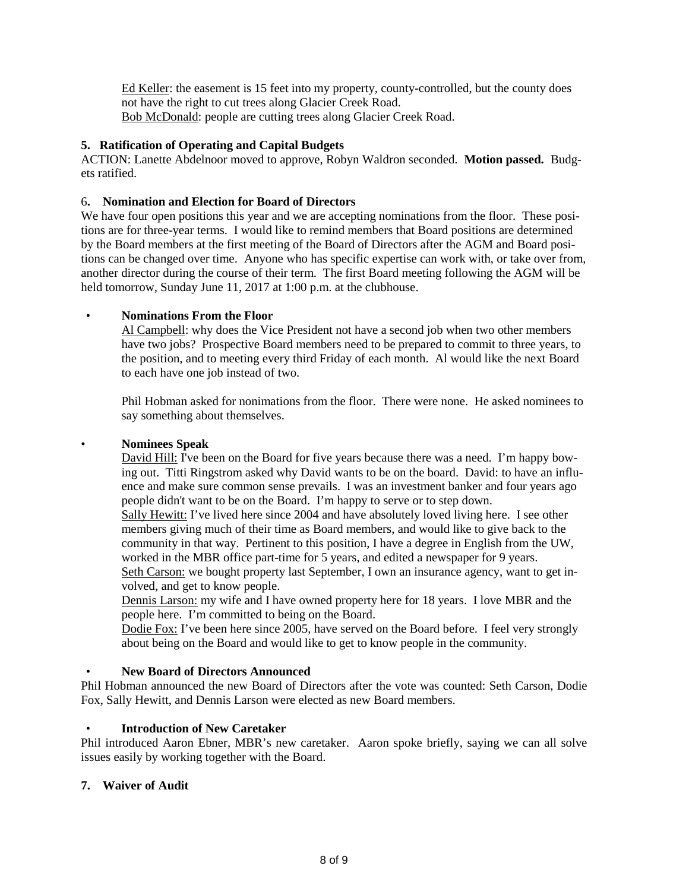Ed Keller: the easement is 15 feet into my property, county-controlled, but the county does not have the right to cut trees along Glacier Creek Road.
Bob McDonald: people are cutting trees along Glacier Creek Road.

**5. Ratification of Operating and Capital Budgets**

ACTION: Lanette Abdelnoor moved to approve, Robyn Waldron seconded. **Motion passed.** Budgets ratified.

6**. Nomination and Election for Board of Directors**

We have four open positions this year and we are accepting nominations from the floor. These positions are for three-year terms. I would like to remind members that Board positions are determined by the Board members at the first meeting of the Board of Directors after the AGM and Board positions can be changed over time. Anyone who has specific expertise can work with, or take over from, another director during the course of their term. The first Board meeting following the AGM will be held tomorrow, Sunday June 11, 2017 at 1:00 p.m. at the clubhouse.

- **Nominations From the Floor**

  Al Campbell: why does the Vice President not have a second job when two other members have two jobs? Prospective Board members need to be prepared to commit to three years, to the position, and to meeting every third Friday of each month. Al would like the next Board to each have one job instead of two.

  Phil Hobman asked for nonimations from the floor. There were none. He asked nominees to say something about themselves.

- **Nominees Speak**

  David Hill: I've been on the Board for five years because there was a need. I'm happy bowing out. Titti Ringstrom asked why David wants to be on the board. David: to have an influence and make sure common sense prevails. I was an investment banker and four years ago people didn't want to be on the Board. I'm happy to serve or to step down.
  Sally Hewitt: I've lived here since 2004 and have absolutely loved living here. I see other members giving much of their time as Board members, and would like to give back to the community in that way. Pertinent to this position, I have a degree in English from the UW, worked in the MBR office part-time for 5 years, and edited a newspaper for 9 years.
  Seth Carson: we bought property last September, I own an insurance agency, want to get involved, and get to know people.
  Dennis Larson: my wife and I have owned property here for 18 years. I love MBR and the people here. I'm committed to being on the Board.
  Dodie Fox: I've been here since 2005, have served on the Board before. I feel very strongly about being on the Board and would like to get to know people in the community.

- **New Board of Directors Announced**

Phil Hobman announced the new Board of Directors after the vote was counted: Seth Carson, Dodie Fox, Sally Hewitt, and Dennis Larson were elected as new Board members.

- **Introduction of New Caretaker**

Phil introduced Aaron Ebner, MBR's new caretaker. Aaron spoke briefly, saying we can all solve issues easily by working together with the Board.

**7. Waiver of Audit**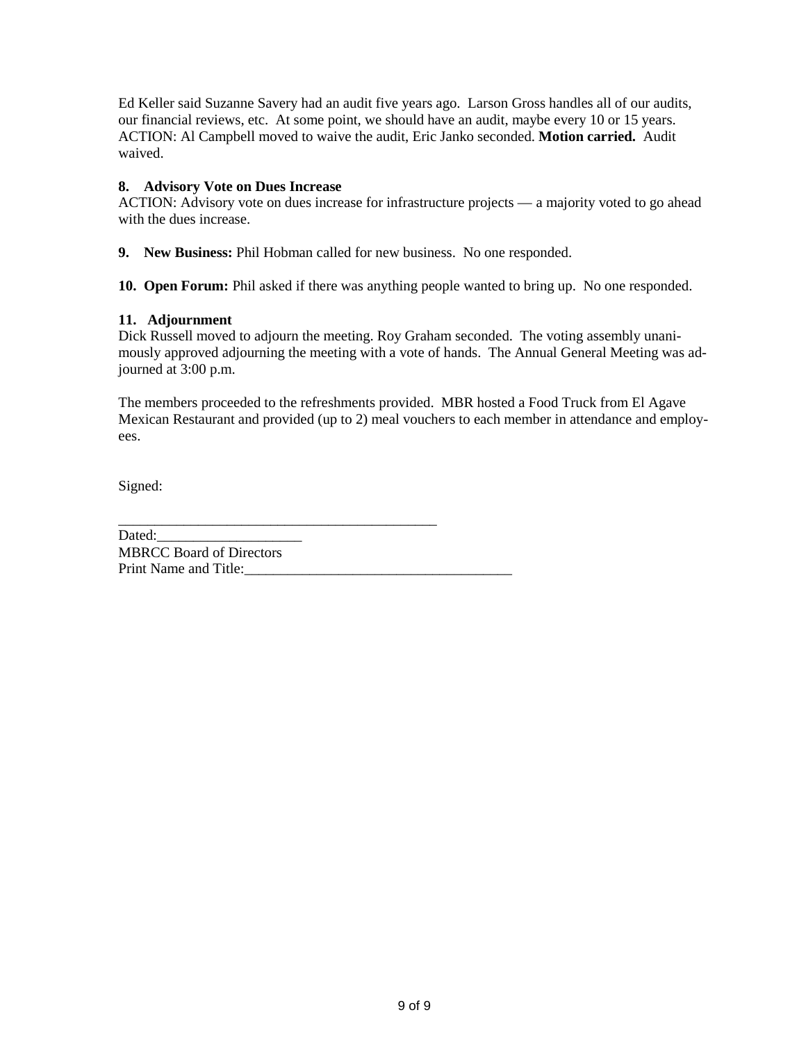Ed Keller said Suzanne Savery had an audit five years ago. Larson Gross handles all of our audits, our financial reviews, etc. At some point, we should have an audit, maybe every 10 or 15 years. ACTION: Al Campbell moved to waive the audit, Eric Janko seconded. **Motion carried.** Audit waived.

**8. Advisory Vote on Dues Increase**
ACTION: Advisory vote on dues increase for infrastructure projects — a majority voted to go ahead with the dues increase.

**9. New Business:** Phil Hobman called for new business. No one responded.

**10. Open Forum:** Phil asked if there was anything people wanted to bring up. No one responded.

**11. Adjournment**
Dick Russell moved to adjourn the meeting. Roy Graham seconded. The voting assembly unanimously approved adjourning the meeting with a vote of hands. The Annual General Meeting was adjourned at 3:00 p.m.

The members proceeded to the refreshments provided. MBR hosted a Food Truck from El Agave Mexican Restaurant and provided (up to 2) meal vouchers to each member in attendance and employees.

Signed:

______________________________________________
Dated:____________________
MBRCC Board of Directors
Print Name and Title:_____________________________________